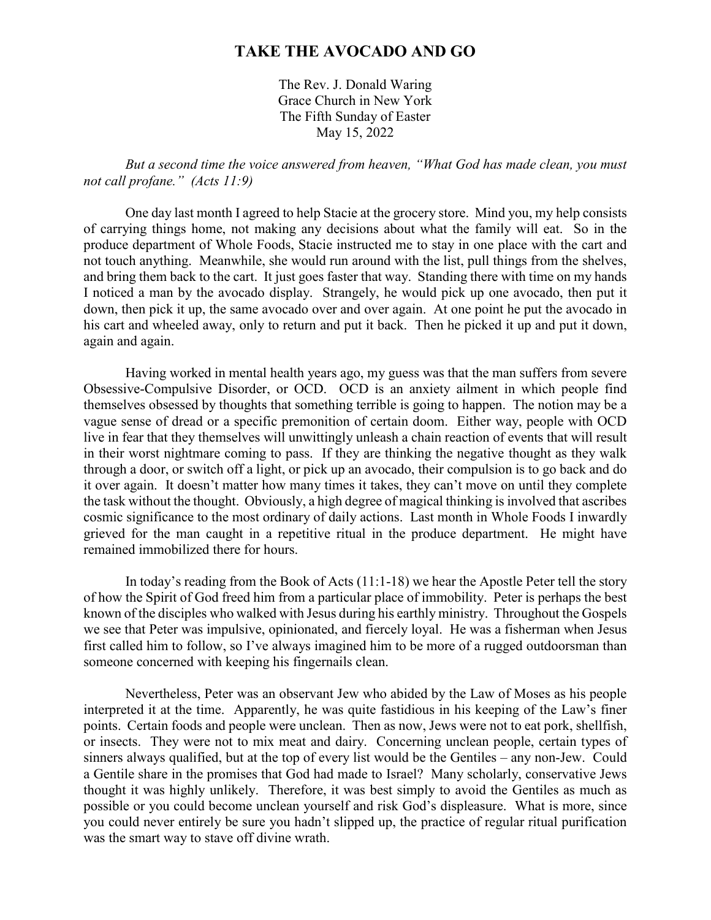# TAKE THE AVOCADO AND GO

The Rev. J. Donald Waring  
Grace Church in New York  
The Fifth Sunday of Easter  
May 15, 2022

*But a second time the voice answered from heaven, "What God has made clean, you must not call profane." (Acts 11:9)*

One day last month I agreed to help Stacie at the grocery store. Mind you, my help consists of carrying things home, not making any decisions about what the family will eat. So in the produce department of Whole Foods, Stacie instructed me to stay in one place with the cart and not touch anything. Meanwhile, she would run around with the list, pull things from the shelves, and bring them back to the cart. It just goes faster that way. Standing there with time on my hands I noticed a man by the avocado display. Strangely, he would pick up one avocado, then put it down, then pick it up, the same avocado over and over again. At one point he put the avocado in his cart and wheeled away, only to return and put it back. Then he picked it up and put it down, again and again.

Having worked in mental health years ago, my guess was that the man suffers from severe Obsessive-Compulsive Disorder, or OCD. OCD is an anxiety ailment in which people find themselves obsessed by thoughts that something terrible is going to happen. The notion may be a vague sense of dread or a specific premonition of certain doom. Either way, people with OCD live in fear that they themselves will unwittingly unleash a chain reaction of events that will result in their worst nightmare coming to pass. If they are thinking the negative thought as they walk through a door, or switch off a light, or pick up an avocado, their compulsion is to go back and do it over again. It doesn't matter how many times it takes, they can't move on until they complete the task without the thought. Obviously, a high degree of magical thinking is involved that ascribes cosmic significance to the most ordinary of daily actions. Last month in Whole Foods I inwardly grieved for the man caught in a repetitive ritual in the produce department. He might have remained immobilized there for hours.

In today's reading from the Book of Acts (11:1-18) we hear the Apostle Peter tell the story of how the Spirit of God freed him from a particular place of immobility. Peter is perhaps the best known of the disciples who walked with Jesus during his earthly ministry. Throughout the Gospels we see that Peter was impulsive, opinionated, and fiercely loyal. He was a fisherman when Jesus first called him to follow, so I've always imagined him to be more of a rugged outdoorsman than someone concerned with keeping his fingernails clean.

Nevertheless, Peter was an observant Jew who abided by the Law of Moses as his people interpreted it at the time. Apparently, he was quite fastidious in his keeping of the Law's finer points. Certain foods and people were unclean. Then as now, Jews were not to eat pork, shellfish, or insects. They were not to mix meat and dairy. Concerning unclean people, certain types of sinners always qualified, but at the top of every list would be the Gentiles – any non-Jew. Could a Gentile share in the promises that God had made to Israel? Many scholarly, conservative Jews thought it was highly unlikely. Therefore, it was best simply to avoid the Gentiles as much as possible or you could become unclean yourself and risk God's displeasure. What is more, since you could never entirely be sure you hadn't slipped up, the practice of regular ritual purification was the smart way to stave off divine wrath.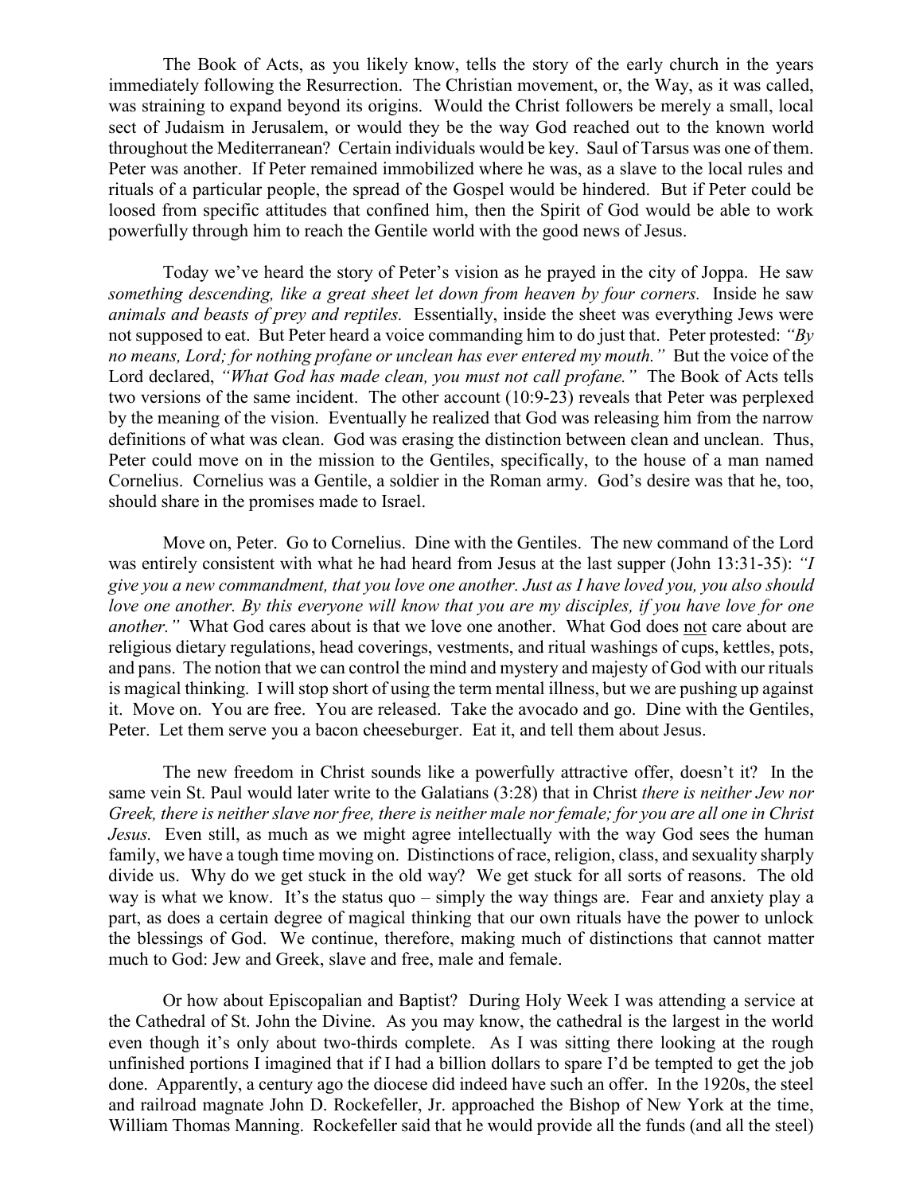The Book of Acts, as you likely know, tells the story of the early church in the years immediately following the Resurrection. The Christian movement, or, the Way, as it was called, was straining to expand beyond its origins. Would the Christ followers be merely a small, local sect of Judaism in Jerusalem, or would they be the way God reached out to the known world throughout the Mediterranean? Certain individuals would be key. Saul of Tarsus was one of them. Peter was another. If Peter remained immobilized where he was, as a slave to the local rules and rituals of a particular people, the spread of the Gospel would be hindered. But if Peter could be loosed from specific attitudes that confined him, then the Spirit of God would be able to work powerfully through him to reach the Gentile world with the good news of Jesus.

Today we've heard the story of Peter's vision as he prayed in the city of Joppa. He saw *something descending, like a great sheet let down from heaven by four corners.* Inside he saw *animals and beasts of prey and reptiles.* Essentially, inside the sheet was everything Jews were not supposed to eat. But Peter heard a voice commanding him to do just that. Peter protested: *"By no means, Lord; for nothing profane or unclean has ever entered my mouth."* But the voice of the Lord declared, *"What God has made clean, you must not call profane."* The Book of Acts tells two versions of the same incident. The other account (10:9-23) reveals that Peter was perplexed by the meaning of the vision. Eventually he realized that God was releasing him from the narrow definitions of what was clean. God was erasing the distinction between clean and unclean. Thus, Peter could move on in the mission to the Gentiles, specifically, to the house of a man named Cornelius. Cornelius was a Gentile, a soldier in the Roman army. God's desire was that he, too, should share in the promises made to Israel.

Move on, Peter. Go to Cornelius. Dine with the Gentiles. The new command of the Lord was entirely consistent with what he had heard from Jesus at the last supper (John 13:31-35): *"I give you a new commandment, that you love one another. Just as I have loved you, you also should love one another. By this everyone will know that you are my disciples, if you have love for one another."* What God cares about is that we love one another. What God does not care about are religious dietary regulations, head coverings, vestments, and ritual washings of cups, kettles, pots, and pans. The notion that we can control the mind and mystery and majesty of God with our rituals is magical thinking. I will stop short of using the term mental illness, but we are pushing up against it. Move on. You are free. You are released. Take the avocado and go. Dine with the Gentiles, Peter. Let them serve you a bacon cheeseburger. Eat it, and tell them about Jesus.

The new freedom in Christ sounds like a powerfully attractive offer, doesn't it? In the same vein St. Paul would later write to the Galatians (3:28) that in Christ *there is neither Jew nor Greek, there is neither slave nor free, there is neither male nor female; for you are all one in Christ Jesus.* Even still, as much as we might agree intellectually with the way God sees the human family, we have a tough time moving on. Distinctions of race, religion, class, and sexuality sharply divide us. Why do we get stuck in the old way? We get stuck for all sorts of reasons. The old way is what we know. It's the status quo – simply the way things are. Fear and anxiety play a part, as does a certain degree of magical thinking that our own rituals have the power to unlock the blessings of God. We continue, therefore, making much of distinctions that cannot matter much to God: Jew and Greek, slave and free, male and female.

Or how about Episcopalian and Baptist? During Holy Week I was attending a service at the Cathedral of St. John the Divine. As you may know, the cathedral is the largest in the world even though it's only about two-thirds complete. As I was sitting there looking at the rough unfinished portions I imagined that if I had a billion dollars to spare I'd be tempted to get the job done. Apparently, a century ago the diocese did indeed have such an offer. In the 1920s, the steel and railroad magnate John D. Rockefeller, Jr. approached the Bishop of New York at the time, William Thomas Manning. Rockefeller said that he would provide all the funds (and all the steel)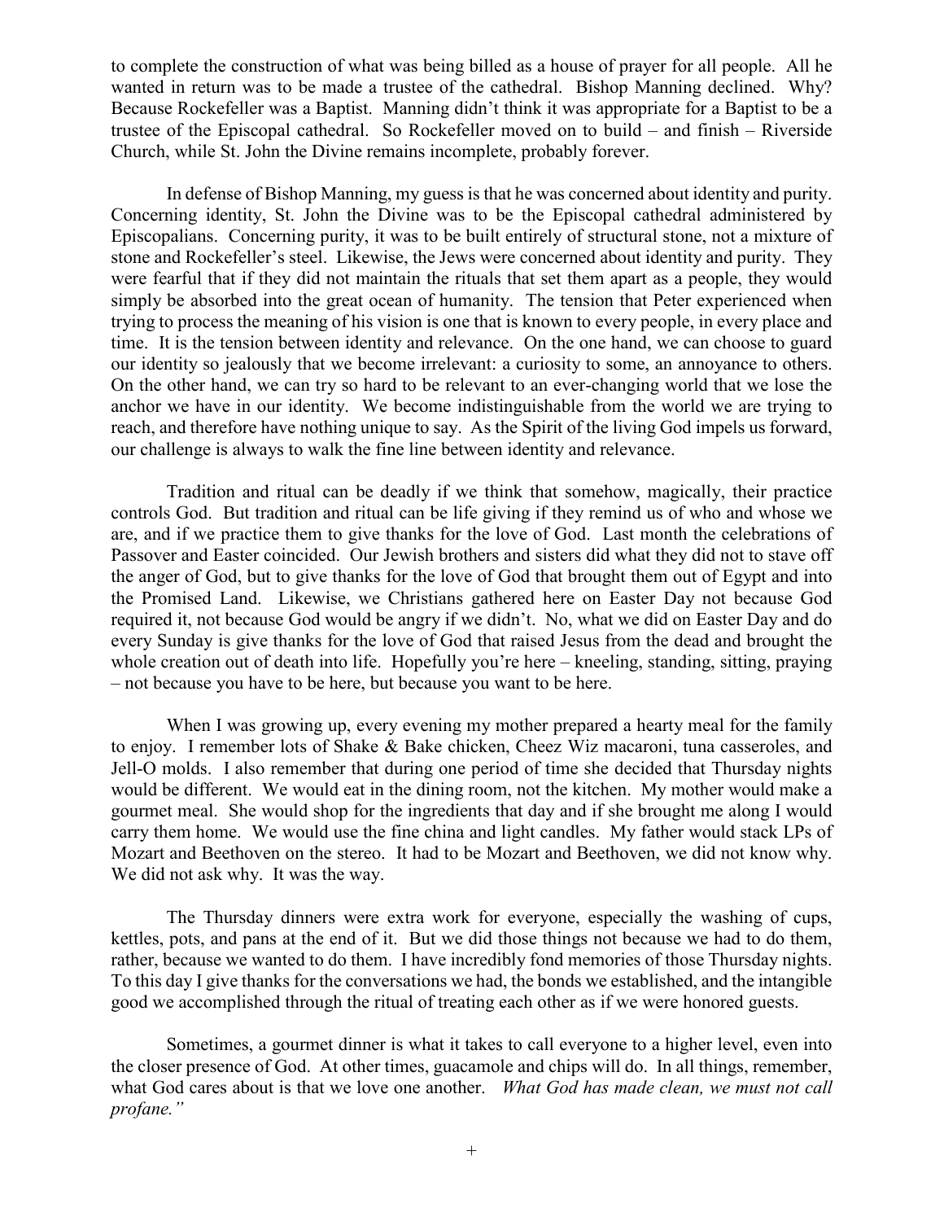to complete the construction of what was being billed as a house of prayer for all people. All he wanted in return was to be made a trustee of the cathedral. Bishop Manning declined. Why? Because Rockefeller was a Baptist. Manning didn't think it was appropriate for a Baptist to be a trustee of the Episcopal cathedral. So Rockefeller moved on to build – and finish – Riverside Church, while St. John the Divine remains incomplete, probably forever.

In defense of Bishop Manning, my guess is that he was concerned about identity and purity. Concerning identity, St. John the Divine was to be the Episcopal cathedral administered by Episcopalians. Concerning purity, it was to be built entirely of structural stone, not a mixture of stone and Rockefeller's steel. Likewise, the Jews were concerned about identity and purity. They were fearful that if they did not maintain the rituals that set them apart as a people, they would simply be absorbed into the great ocean of humanity. The tension that Peter experienced when trying to process the meaning of his vision is one that is known to every people, in every place and time. It is the tension between identity and relevance. On the one hand, we can choose to guard our identity so jealously that we become irrelevant: a curiosity to some, an annoyance to others. On the other hand, we can try so hard to be relevant to an ever-changing world that we lose the anchor we have in our identity. We become indistinguishable from the world we are trying to reach, and therefore have nothing unique to say. As the Spirit of the living God impels us forward, our challenge is always to walk the fine line between identity and relevance.

Tradition and ritual can be deadly if we think that somehow, magically, their practice controls God. But tradition and ritual can be life giving if they remind us of who and whose we are, and if we practice them to give thanks for the love of God. Last month the celebrations of Passover and Easter coincided. Our Jewish brothers and sisters did what they did not to stave off the anger of God, but to give thanks for the love of God that brought them out of Egypt and into the Promised Land. Likewise, we Christians gathered here on Easter Day not because God required it, not because God would be angry if we didn't. No, what we did on Easter Day and do every Sunday is give thanks for the love of God that raised Jesus from the dead and brought the whole creation out of death into life. Hopefully you're here – kneeling, standing, sitting, praying – not because you have to be here, but because you want to be here.

When I was growing up, every evening my mother prepared a hearty meal for the family to enjoy. I remember lots of Shake & Bake chicken, Cheez Wiz macaroni, tuna casseroles, and Jell-O molds. I also remember that during one period of time she decided that Thursday nights would be different. We would eat in the dining room, not the kitchen. My mother would make a gourmet meal. She would shop for the ingredients that day and if she brought me along I would carry them home. We would use the fine china and light candles. My father would stack LPs of Mozart and Beethoven on the stereo. It had to be Mozart and Beethoven, we did not know why. We did not ask why. It was the way.

The Thursday dinners were extra work for everyone, especially the washing of cups, kettles, pots, and pans at the end of it. But we did those things not because we had to do them, rather, because we wanted to do them. I have incredibly fond memories of those Thursday nights. To this day I give thanks for the conversations we had, the bonds we established, and the intangible good we accomplished through the ritual of treating each other as if we were honored guests.

Sometimes, a gourmet dinner is what it takes to call everyone to a higher level, even into the closer presence of God. At other times, guacamole and chips will do. In all things, remember, what God cares about is that we love one another. *What God has made clean, we must not call profane."*

+